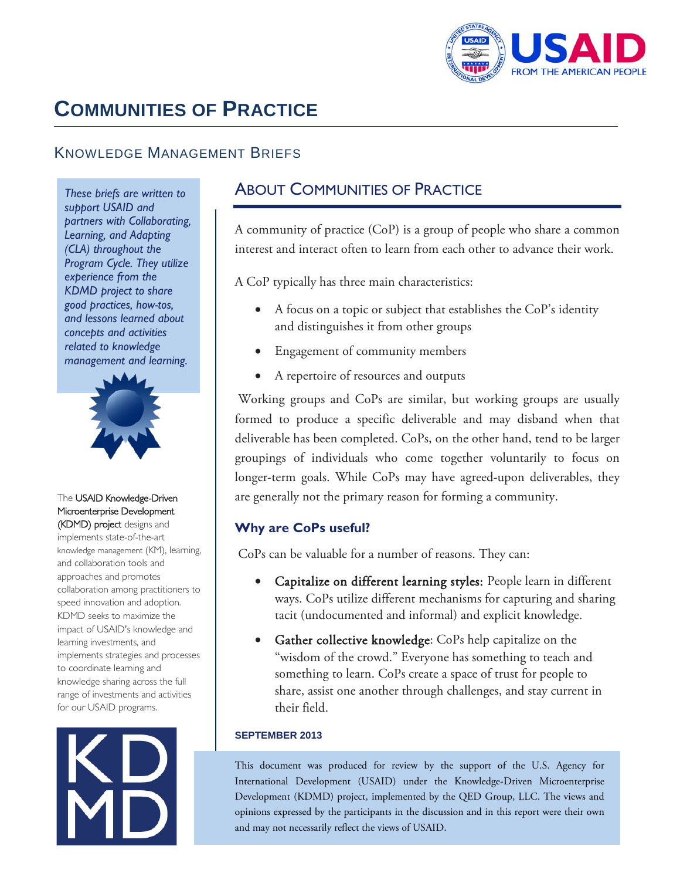# COMMUNITIES OF PRACTICE

## KNOWLEDGE MANAGEMENT BRIEFS

*These briefs are written to support USAID and partners with Collaborating, Learning, and Adapting (CLA) throughout the Program Cycle. They utilize experience from the KDMD project to share good practices, how-tos, and lessons learned about concepts and activities related to knowledge management and learning.*

The USAID Knowledge-Driven Microenterprise Development (KDMD) project designs and implements state-of-the-art knowledge management (KM), learning, and collaboration tools and approaches and promotes collaboration among practitioners to speed innovation and adoption. KDMD seeks to maximize the impact of USAID's knowledge and learning investments, and implements strategies and processes to coordinate learning and knowledge sharing across the full range of investments and activities for our USAID programs.

## ABOUT COMMUNITIES OF PRACTICE

A community of practice (CoP) is a group of people who share a common interest and interact often to learn from each other to advance their work.

A CoP typically has three main characteristics:

- A focus on a topic or subject that establishes the CoP's identity and distinguishes it from other groups
- Engagement of community members
- A repertoire of resources and outputs

Working groups and CoPs are similar, but working groups are usually formed to produce a specific deliverable and may disband when that deliverable has been completed. CoPs, on the other hand, tend to be larger groupings of individuals who come together voluntarily to focus on longer-term goals. While CoPs may have agreed-upon deliverables, they are generally not the primary reason for forming a community.

### Why are CoPs useful?

CoPs can be valuable for a number of reasons. They can:

- Capitalize on different learning styles: People learn in different ways. CoPs utilize different mechanisms for capturing and sharing tacit (undocumented and informal) and explicit knowledge.
- Gather collective knowledge: CoPs help capitalize on the "wisdom of the crowd." Everyone has something to teach and something to learn. CoPs create a space of trust for people to share, assist one another through challenges, and stay current in their field.

**SEPTEMBER 2013**

This document was produced for review by the support of the U.S. Agency for International Development (USAID) under the Knowledge-Driven Microenterprise Development (KDMD) project, implemented by the QED Group, LLC. The views and opinions expressed by the participants in the discussion and in this report were their own and may not necessarily reflect the views of USAID.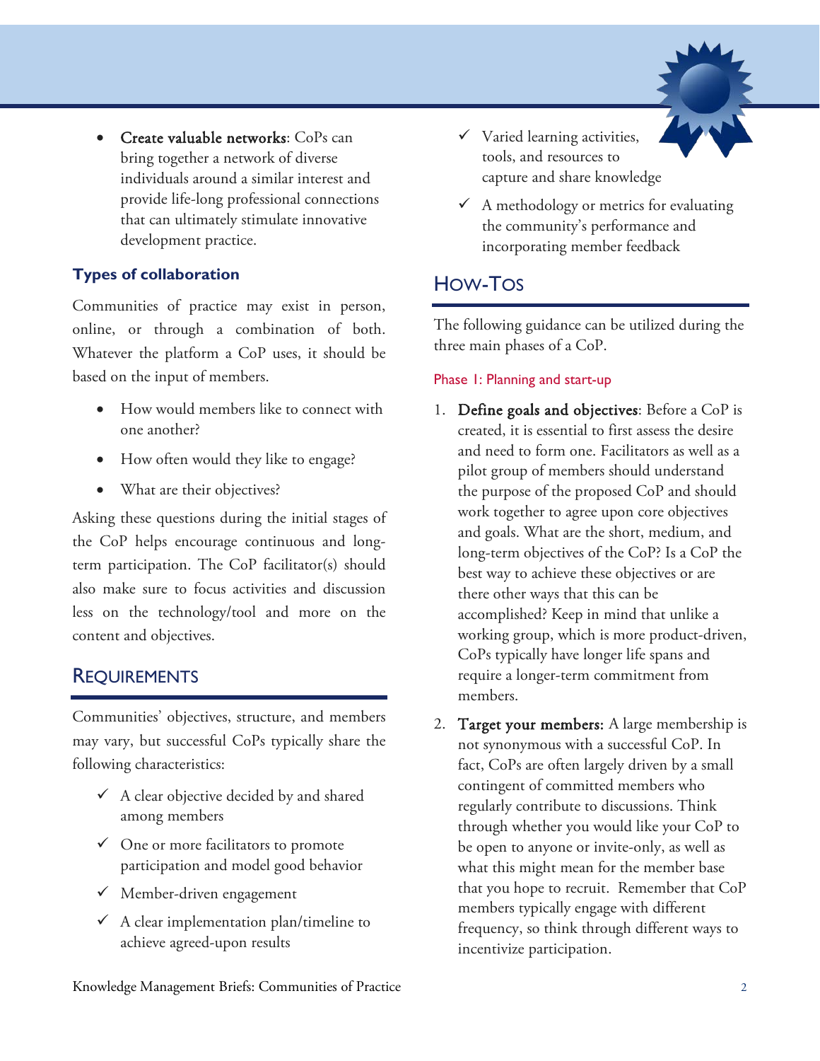- **Create valuable networks**: CoPs can bring together a network of diverse individuals around a similar interest and provide life-long professional connections that can ultimately stimulate innovative development practice.

### Types of collaboration

Communities of practice may exist in person, online, or through a combination of both. Whatever the platform a CoP uses, it should be based on the input of members.

- How would members like to connect with one another?
- How often would they like to engage?
- What are their objectives?

Asking these questions during the initial stages of the CoP helps encourage continuous and long-term participation. The CoP facilitator(s) should also make sure to focus activities and discussion less on the technology/tool and more on the content and objectives.

## Requirements

Communities' objectives, structure, and members may vary, but successful CoPs typically share the following characteristics:

- ✓ A clear objective decided by and shared among members
- ✓ One or more facilitators to promote participation and model good behavior
- ✓ Member-driven engagement
- ✓ A clear implementation plan/timeline to achieve agreed-upon results
- ✓ Varied learning activities, tools, and resources to capture and share knowledge
- ✓ A methodology or metrics for evaluating the community's performance and incorporating member feedback

## How-Tos

The following guidance can be utilized during the three main phases of a CoP.

#### Phase 1: Planning and start-up

1. **Define goals and objectives**: Before a CoP is created, it is essential to first assess the desire and need to form one. Facilitators as well as a pilot group of members should understand the purpose of the proposed CoP and should work together to agree upon core objectives and goals. What are the short, medium, and long-term objectives of the CoP? Is a CoP the best way to achieve these objectives or are there other ways that this can be accomplished? Keep in mind that unlike a working group, which is more product-driven, CoPs typically have longer life spans and require a longer-term commitment from members.
2. **Target your members:** A large membership is not synonymous with a successful CoP. In fact, CoPs are often largely driven by a small contingent of committed members who regularly contribute to discussions. Think through whether you would like your CoP to be open to anyone or invite-only, as well as what this might mean for the member base that you hope to recruit. Remember that CoP members typically engage with different frequency, so think through different ways to incentivize participation.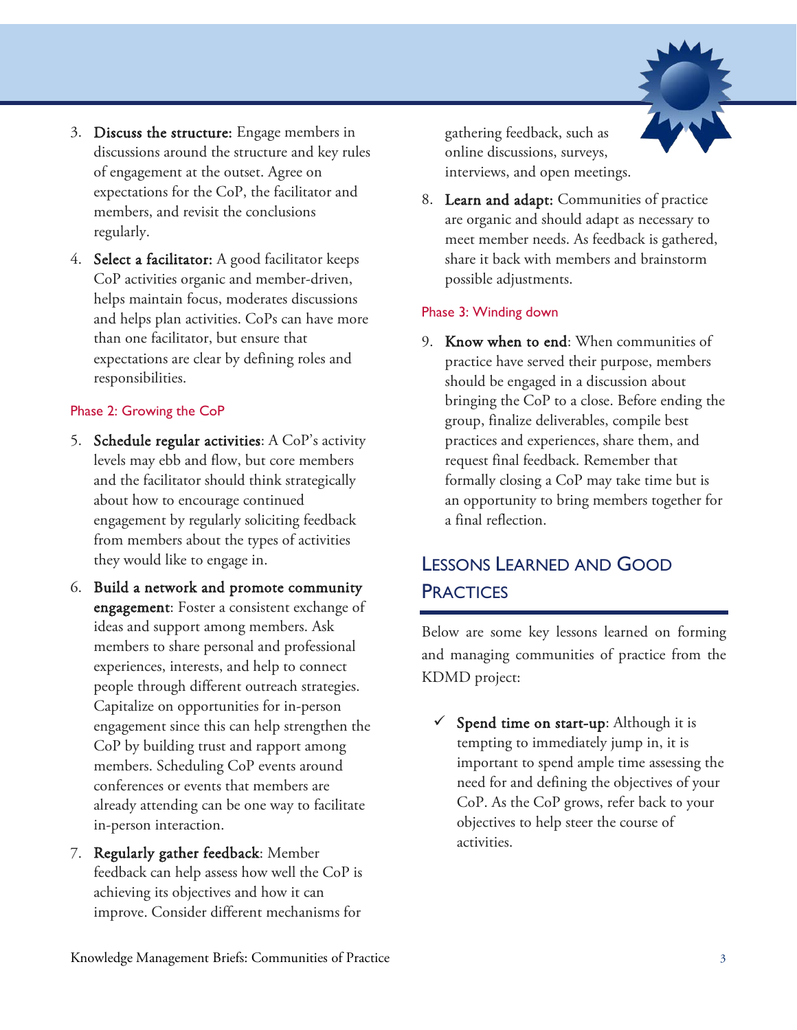3. **Discuss the structure:** Engage members in discussions around the structure and key rules of engagement at the outset. Agree on expectations for the CoP, the facilitator and members, and revisit the conclusions regularly.

4. **Select a facilitator:** A good facilitator keeps CoP activities organic and member-driven, helps maintain focus, moderates discussions and helps plan activities. CoPs can have more than one facilitator, but ensure that expectations are clear by defining roles and responsibilities.

### Phase 2: Growing the CoP

5. **Schedule regular activities**: A CoP's activity levels may ebb and flow, but core members and the facilitator should think strategically about how to encourage continued engagement by regularly soliciting feedback from members about the types of activities they would like to engage in.

6. **Build a network and promote community engagement**: Foster a consistent exchange of ideas and support among members. Ask members to share personal and professional experiences, interests, and help to connect people through different outreach strategies. Capitalize on opportunities for in-person engagement since this can help strengthen the CoP by building trust and rapport among members. Scheduling CoP events around conferences or events that members are already attending can be one way to facilitate in-person interaction.

7. **Regularly gather feedback**: Member feedback can help assess how well the CoP is achieving its objectives and how it can improve. Consider different mechanisms for gathering feedback, such as online discussions, surveys, interviews, and open meetings.

8. **Learn and adapt:** Communities of practice are organic and should adapt as necessary to meet member needs. As feedback is gathered, share it back with members and brainstorm possible adjustments.

### Phase 3: Winding down

9. **Know when to end**: When communities of practice have served their purpose, members should be engaged in a discussion about bringing the CoP to a close. Before ending the group, finalize deliverables, compile best practices and experiences, share them, and request final feedback. Remember that formally closing a CoP may take time but is an opportunity to bring members together for a final reflection.

## Lessons Learned and Good Practices

Below are some key lessons learned on forming and managing communities of practice from the KDMD project:

- ✓ **Spend time on start-up**: Although it is tempting to immediately jump in, it is important to spend ample time assessing the need for and defining the objectives of your CoP. As the CoP grows, refer back to your objectives to help steer the course of activities.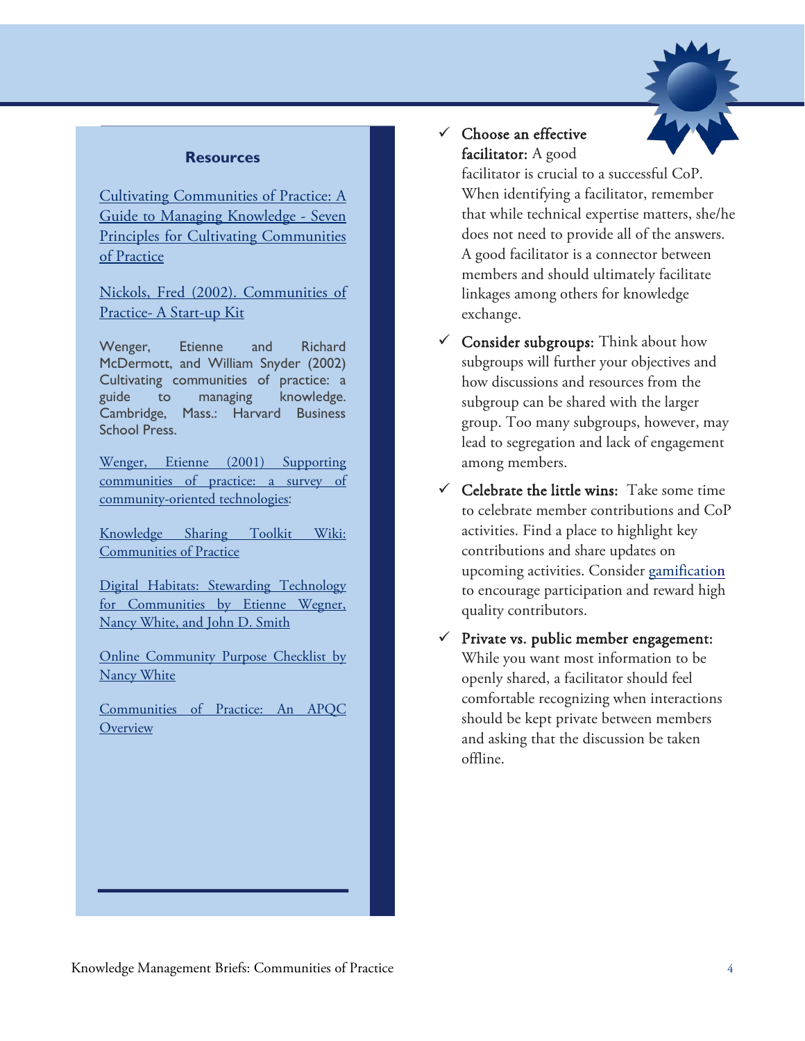## Resources

Cultivating Communities of Practice: A Guide to Managing Knowledge - Seven Principles for Cultivating Communities of Practice

Nickols, Fred (2002). Communities of Practice- A Start-up Kit

Wenger, Etienne and Richard McDermott, and William Snyder (2002) Cultivating communities of practice: a guide to managing knowledge. Cambridge, Mass.: Harvard Business School Press.

Wenger, Etienne (2001) Supporting communities of practice: a survey of community-oriented technologies:

Knowledge Sharing Toolkit Wiki: Communities of Practice

Digital Habitats: Stewarding Technology for Communities by Etienne Wegner, Nancy White, and John D. Smith

Online Community Purpose Checklist by Nancy White

Communities of Practice: An APQC Overview

- ✓ **Choose an effective facilitator:** A good facilitator is crucial to a successful CoP. When identifying a facilitator, remember that while technical expertise matters, she/he does not need to provide all of the answers. A good facilitator is a connector between members and should ultimately facilitate linkages among others for knowledge exchange.
- ✓ **Consider subgroups:** Think about how subgroups will further your objectives and how discussions and resources from the subgroup can be shared with the larger group. Too many subgroups, however, may lead to segregation and lack of engagement among members.
- ✓ **Celebrate the little wins:** Take some time to celebrate member contributions and CoP activities. Find a place to highlight key contributions and share updates on upcoming activities. Consider gamification to encourage participation and reward high quality contributors.
- ✓ **Private vs. public member engagement:** While you want most information to be openly shared, a facilitator should feel comfortable recognizing when interactions should be kept private between members and asking that the discussion be taken offline.